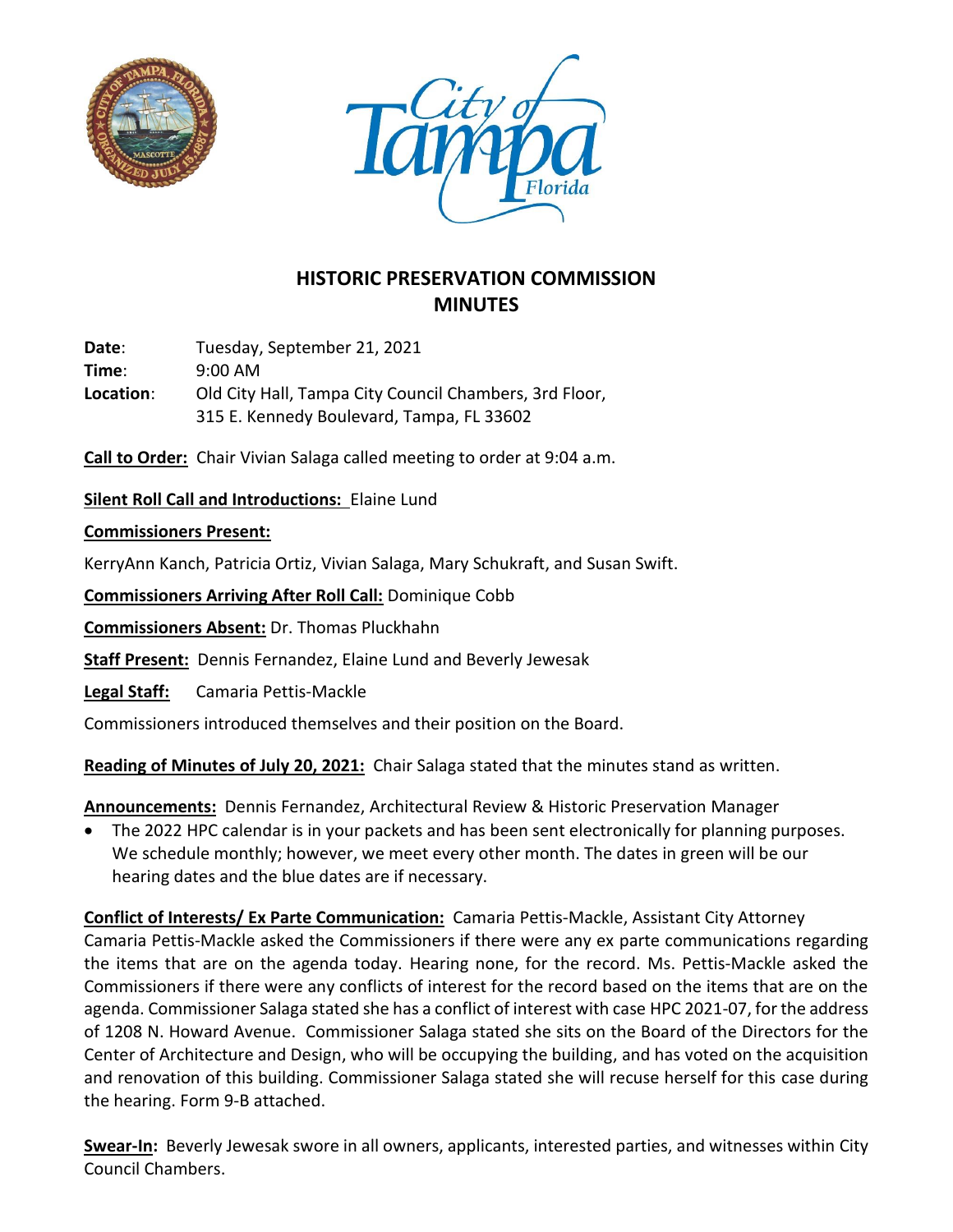# HISTORIC PRESERVATION COMMISSION MINUTES

**Date**: Tuesday, September 21, 2021
**Time**: 9:00 AM
**Location**: Old City Hall, Tampa City Council Chambers, 3rd Floor, 315 E. Kennedy Boulevard, Tampa, FL 33602

**Call to Order:** Chair Vivian Salaga called meeting to order at 9:04 a.m.

**Silent Roll Call and Introductions:** Elaine Lund

**Commissioners Present:**

KerryAnn Kanch, Patricia Ortiz, Vivian Salaga, Mary Schukraft, and Susan Swift.

**Commissioners Arriving After Roll Call:** Dominique Cobb

**Commissioners Absent:** Dr. Thomas Pluckhahn

**Staff Present:** Dennis Fernandez, Elaine Lund and Beverly Jewesak

**Legal Staff:** Camaria Pettis-Mackle

Commissioners introduced themselves and their position on the Board.

**Reading of Minutes of July 20, 2021:** Chair Salaga stated that the minutes stand as written.

**Announcements:** Dennis Fernandez, Architectural Review & Historic Preservation Manager

- The 2022 HPC calendar is in your packets and has been sent electronically for planning purposes. We schedule monthly; however, we meet every other month. The dates in green will be our hearing dates and the blue dates are if necessary.

**Conflict of Interests/ Ex Parte Communication:** Camaria Pettis-Mackle, Assistant City Attorney
Camaria Pettis-Mackle asked the Commissioners if there were any ex parte communications regarding the items that are on the agenda today. Hearing none, for the record. Ms. Pettis-Mackle asked the Commissioners if there were any conflicts of interest for the record based on the items that are on the agenda. Commissioner Salaga stated she has a conflict of interest with case HPC 2021-07, for the address of 1208 N. Howard Avenue. Commissioner Salaga stated she sits on the Board of the Directors for the Center of Architecture and Design, who will be occupying the building, and has voted on the acquisition and renovation of this building. Commissioner Salaga stated she will recuse herself for this case during the hearing. Form 9-B attached.

**Swear-In:** Beverly Jewesak swore in all owners, applicants, interested parties, and witnesses within City Council Chambers.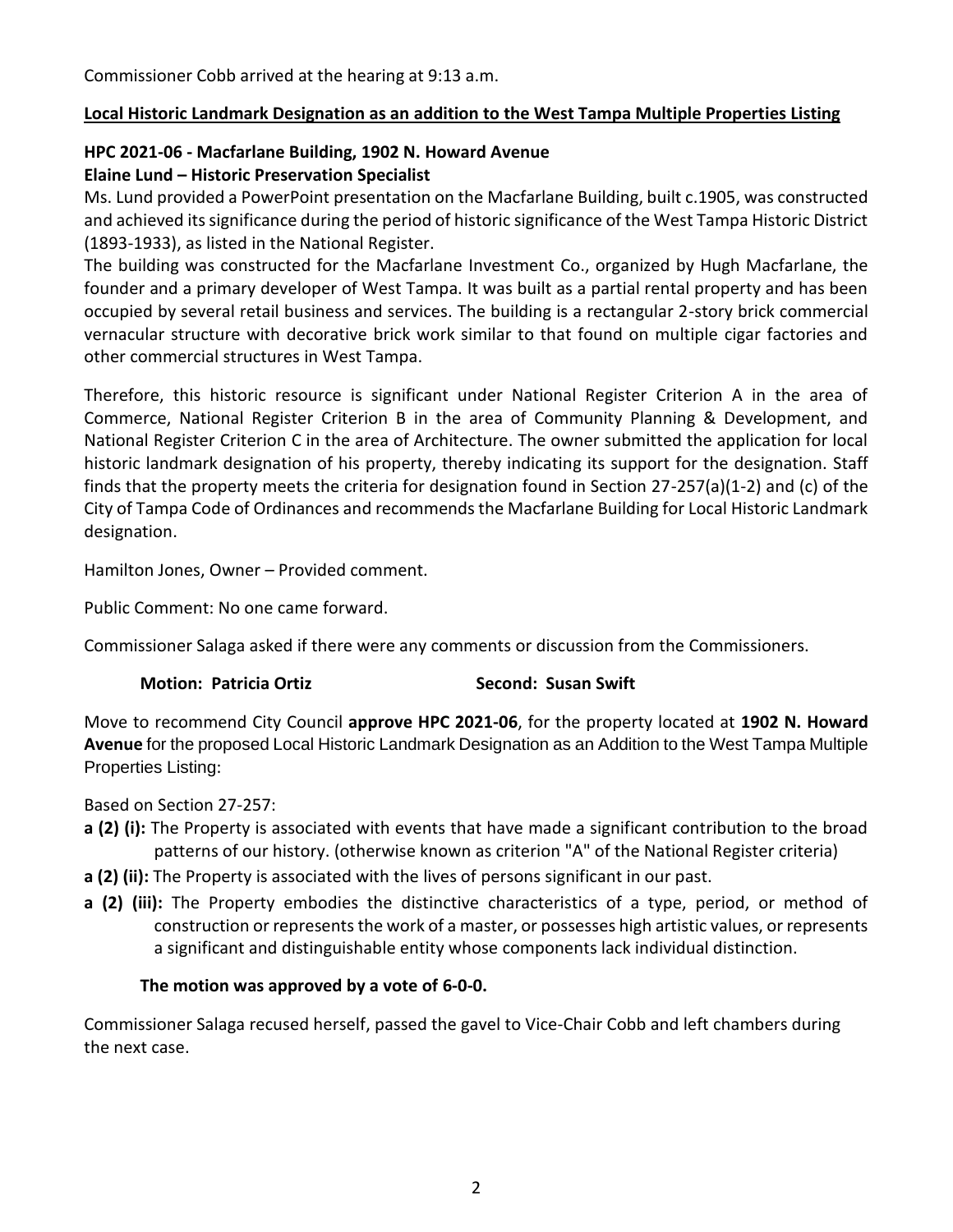Commissioner Cobb arrived at the hearing at 9:13 a.m.

**Local Historic Landmark Designation as an addition to the West Tampa Multiple Properties Listing**

**HPC 2021-06 - Macfarlane Building, 1902 N. Howard Avenue**
**Elaine Lund – Historic Preservation Specialist**

Ms. Lund provided a PowerPoint presentation on the Macfarlane Building, built c.1905, was constructed and achieved its significance during the period of historic significance of the West Tampa Historic District (1893-1933), as listed in the National Register.

The building was constructed for the Macfarlane Investment Co., organized by Hugh Macfarlane, the founder and a primary developer of West Tampa. It was built as a partial rental property and has been occupied by several retail business and services. The building is a rectangular 2-story brick commercial vernacular structure with decorative brick work similar to that found on multiple cigar factories and other commercial structures in West Tampa.

Therefore, this historic resource is significant under National Register Criterion A in the area of Commerce, National Register Criterion B in the area of Community Planning & Development, and National Register Criterion C in the area of Architecture. The owner submitted the application for local historic landmark designation of his property, thereby indicating its support for the designation. Staff finds that the property meets the criteria for designation found in Section 27-257(a)(1-2) and (c) of the City of Tampa Code of Ordinances and recommends the Macfarlane Building for Local Historic Landmark designation.

Hamilton Jones, Owner – Provided comment.

Public Comment: No one came forward.

Commissioner Salaga asked if there were any comments or discussion from the Commissioners.

**Motion: Patricia Ortiz** **Second: Susan Swift**

Move to recommend City Council **approve HPC 2021-06**, for the property located at **1902 N. Howard Avenue** for the proposed Local Historic Landmark Designation as an Addition to the West Tampa Multiple Properties Listing:

Based on Section 27-257:

- **a (2) (i):** The Property is associated with events that have made a significant contribution to the broad patterns of our history. (otherwise known as criterion "A" of the National Register criteria)
- **a (2) (ii):** The Property is associated with the lives of persons significant in our past.
- **a (2) (iii):** The Property embodies the distinctive characteristics of a type, period, or method of construction or represents the work of a master, or possesses high artistic values, or represents a significant and distinguishable entity whose components lack individual distinction.

**The motion was approved by a vote of 6-0-0.**

Commissioner Salaga recused herself, passed the gavel to Vice-Chair Cobb and left chambers during the next case.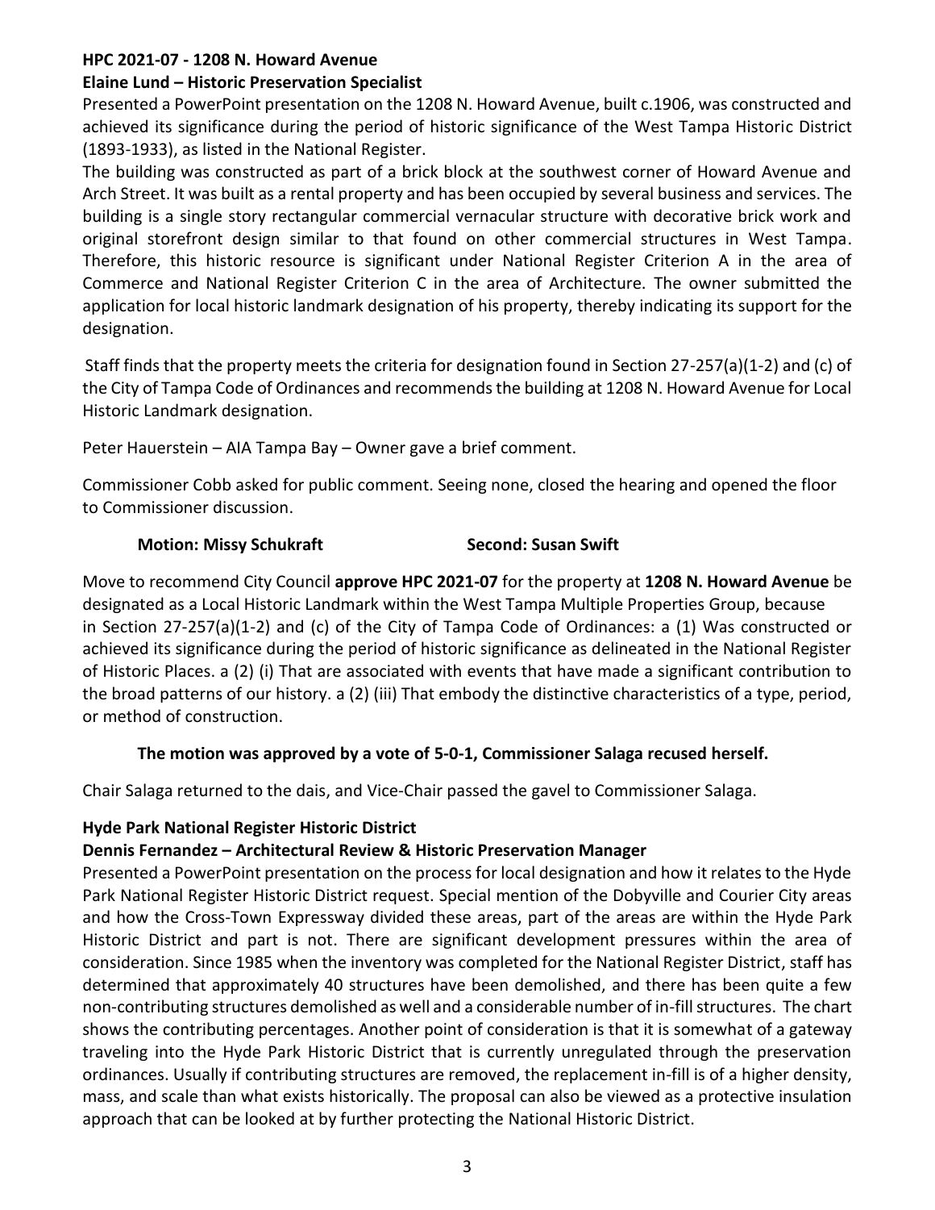**HPC 2021-07 - 1208 N. Howard Avenue**

**Elaine Lund – Historic Preservation Specialist**

Presented a PowerPoint presentation on the 1208 N. Howard Avenue, built c.1906, was constructed and achieved its significance during the period of historic significance of the West Tampa Historic District (1893-1933), as listed in the National Register.

The building was constructed as part of a brick block at the southwest corner of Howard Avenue and Arch Street. It was built as a rental property and has been occupied by several business and services. The building is a single story rectangular commercial vernacular structure with decorative brick work and original storefront design similar to that found on other commercial structures in West Tampa. Therefore, this historic resource is significant under National Register Criterion A in the area of Commerce and National Register Criterion C in the area of Architecture. The owner submitted the application for local historic landmark designation of his property, thereby indicating its support for the designation.

Staff finds that the property meets the criteria for designation found in Section 27-257(a)(1-2) and (c) of the City of Tampa Code of Ordinances and recommends the building at 1208 N. Howard Avenue for Local Historic Landmark designation.

Peter Hauerstein – AIA Tampa Bay – Owner gave a brief comment.

Commissioner Cobb asked for public comment. Seeing none, closed the hearing and opened the floor to Commissioner discussion.

**Motion: Missy Schukraft** **Second: Susan Swift**

Move to recommend City Council **approve HPC 2021-07** for the property at **1208 N. Howard Avenue** be designated as a Local Historic Landmark within the West Tampa Multiple Properties Group, because in Section 27-257(a)(1-2) and (c) of the City of Tampa Code of Ordinances: a (1) Was constructed or achieved its significance during the period of historic significance as delineated in the National Register of Historic Places. a (2) (i) That are associated with events that have made a significant contribution to the broad patterns of our history. a (2) (iii) That embody the distinctive characteristics of a type, period, or method of construction.

**The motion was approved by a vote of 5-0-1, Commissioner Salaga recused herself.**

Chair Salaga returned to the dais, and Vice-Chair passed the gavel to Commissioner Salaga.

**Hyde Park National Register Historic District**

**Dennis Fernandez – Architectural Review & Historic Preservation Manager**

Presented a PowerPoint presentation on the process for local designation and how it relates to the Hyde Park National Register Historic District request. Special mention of the Dobyville and Courier City areas and how the Cross-Town Expressway divided these areas, part of the areas are within the Hyde Park Historic District and part is not. There are significant development pressures within the area of consideration. Since 1985 when the inventory was completed for the National Register District, staff has determined that approximately 40 structures have been demolished, and there has been quite a few non-contributing structures demolished as well and a considerable number of in-fill structures. The chart shows the contributing percentages. Another point of consideration is that it is somewhat of a gateway traveling into the Hyde Park Historic District that is currently unregulated through the preservation ordinances. Usually if contributing structures are removed, the replacement in-fill is of a higher density, mass, and scale than what exists historically. The proposal can also be viewed as a protective insulation approach that can be looked at by further protecting the National Historic District.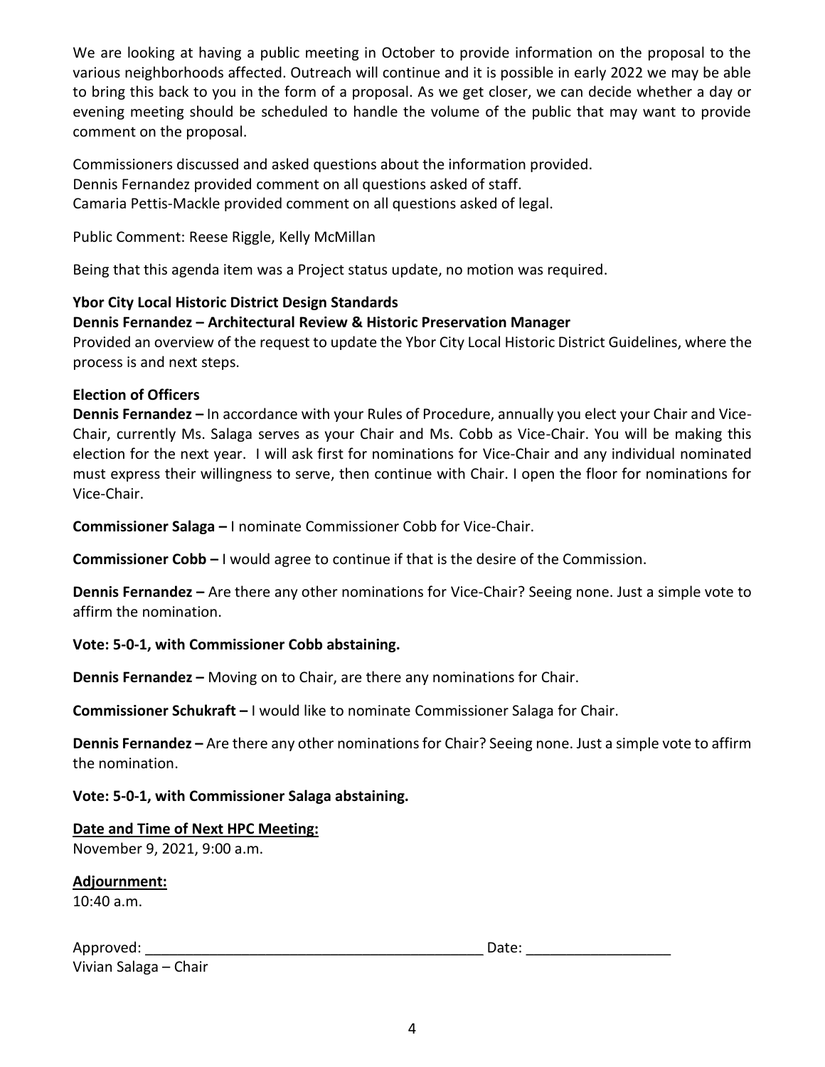We are looking at having a public meeting in October to provide information on the proposal to the various neighborhoods affected. Outreach will continue and it is possible in early 2022 we may be able to bring this back to you in the form of a proposal. As we get closer, we can decide whether a day or evening meeting should be scheduled to handle the volume of the public that may want to provide comment on the proposal.

Commissioners discussed and asked questions about the information provided.
Dennis Fernandez provided comment on all questions asked of staff.
Camaria Pettis-Mackle provided comment on all questions asked of legal.

Public Comment: Reese Riggle, Kelly McMillan

Being that this agenda item was a Project status update, no motion was required.

**Ybor City Local Historic District Design Standards**
**Dennis Fernandez – Architectural Review & Historic Preservation Manager**
Provided an overview of the request to update the Ybor City Local Historic District Guidelines, where the process is and next steps.

**Election of Officers**

**Dennis Fernandez –** In accordance with your Rules of Procedure, annually you elect your Chair and Vice-Chair, currently Ms. Salaga serves as your Chair and Ms. Cobb as Vice-Chair. You will be making this election for the next year. I will ask first for nominations for Vice-Chair and any individual nominated must express their willingness to serve, then continue with Chair. I open the floor for nominations for Vice-Chair.

**Commissioner Salaga –** I nominate Commissioner Cobb for Vice-Chair.

**Commissioner Cobb –** I would agree to continue if that is the desire of the Commission.

**Dennis Fernandez –** Are there any other nominations for Vice-Chair? Seeing none. Just a simple vote to affirm the nomination.

**Vote: 5-0-1, with Commissioner Cobb abstaining.**

**Dennis Fernandez –** Moving on to Chair, are there any nominations for Chair.

**Commissioner Schukraft –** I would like to nominate Commissioner Salaga for Chair.

**Dennis Fernandez –** Are there any other nominations for Chair? Seeing none. Just a simple vote to affirm the nomination.

**Vote: 5-0-1, with Commissioner Salaga abstaining.**

**Date and Time of Next HPC Meeting:**
November 9, 2021, 9:00 a.m.

**Adjournment:**
10:40 a.m.

Approved: ___________________________________________ Date: __________________
Vivian Salaga – Chair